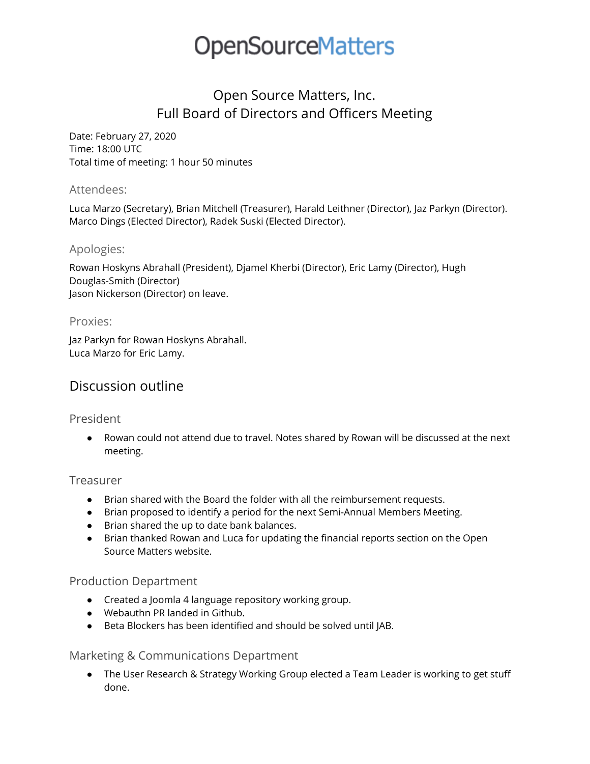OpenSourceMatters

# Open Source Matters, Inc.
# Full Board of Directors and Officers Meeting

Date: February 27, 2020
Time: 18:00 UTC
Total time of meeting: 1 hour 50 minutes

### Attendees:

Luca Marzo (Secretary), Brian Mitchell (Treasurer), Harald Leithner (Director), Jaz Parkyn (Director). Marco Dings (Elected Director), Radek Suski (Elected Director).

### Apologies:

Rowan Hoskyns Abrahall (President), Djamel Kherbi (Director), Eric Lamy (Director), Hugh Douglas-Smith (Director)
Jason Nickerson (Director) on leave.

### Proxies:

Jaz Parkyn for Rowan Hoskyns Abrahall.
Luca Marzo for Eric Lamy.

## Discussion outline

### President

- Rowan could not attend due to travel. Notes shared by Rowan will be discussed at the next meeting.

### Treasurer

- Brian shared with the Board the folder with all the reimbursement requests.
- Brian proposed to identify a period for the next Semi-Annual Members Meeting.
- Brian shared the up to date bank balances.
- Brian thanked Rowan and Luca for updating the financial reports section on the Open Source Matters website.

### Production Department

- Created a Joomla 4 language repository working group.
- Webauthn PR landed in Github.
- Beta Blockers has been identified and should be solved until JAB.

### Marketing & Communications Department

- The User Research & Strategy Working Group elected a Team Leader is working to get stuff done.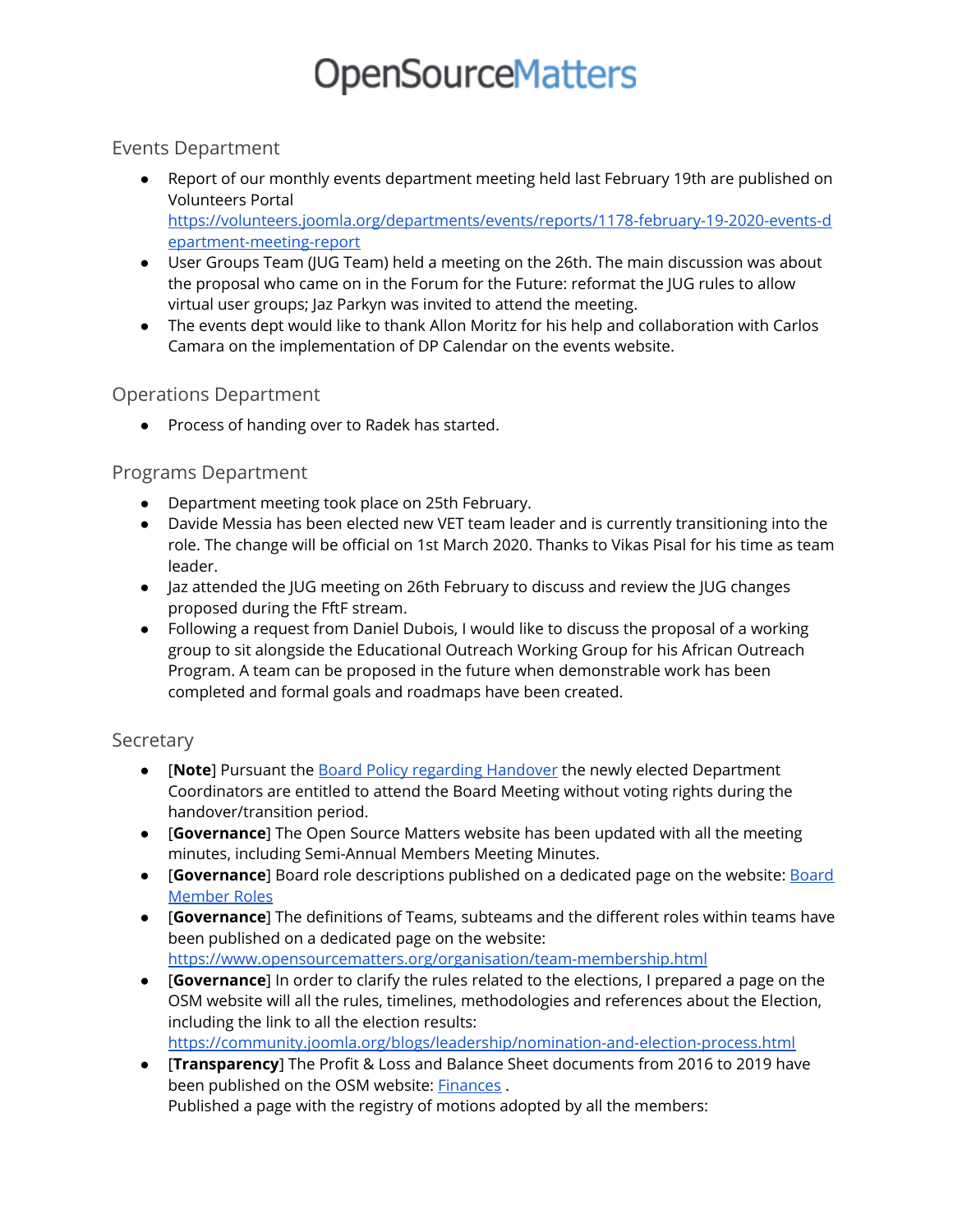# OpenSourceMatters

## Events Department

- Report of our monthly events department meeting held last February 19th are published on Volunteers Portal [https://volunteers.joomla.org/departments/events/reports/1178-february-19-2020-events-department-meeting-report](https://volunteers.joomla.org/departments/events/reports/1178-february-19-2020-events-department-meeting-report)
- User Groups Team (JUG Team) held a meeting on the 26th. The main discussion was about the proposal who came on in the Forum for the Future: reformat the JUG rules to allow virtual user groups; Jaz Parkyn was invited to attend the meeting.
- The events dept would like to thank Allon Moritz for his help and collaboration with Carlos Camara on the implementation of DP Calendar on the events website.

## Operations Department

- Process of handing over to Radek has started.

## Programs Department

- Department meeting took place on 25th February.
- Davide Messia has been elected new VET team leader and is currently transitioning into the role. The change will be official on 1st March 2020. Thanks to Vikas Pisal for his time as team leader.
- Jaz attended the JUG meeting on 26th February to discuss and review the JUG changes proposed during the FftF stream.
- Following a request from Daniel Dubois, I would like to discuss the proposal of a working group to sit alongside the Educational Outreach Working Group for his African Outreach Program. A team can be proposed in the future when demonstrable work has been completed and formal goals and roadmaps have been created.

## Secretary

- [**Note**] Pursuant the Board Policy regarding Handover the newly elected Department Coordinators are entitled to attend the Board Meeting without voting rights during the handover/transition period.
- [**Governance**] The Open Source Matters website has been updated with all the meeting minutes, including Semi-Annual Members Meeting Minutes.
- [**Governance**] Board role descriptions published on a dedicated page on the website: Board Member Roles
- [**Governance**] The definitions of Teams, subteams and the different roles within teams have been published on a dedicated page on the website: [https://www.opensourcematters.org/organisation/team-membership.html](https://www.opensourcematters.org/organisation/team-membership.html)
- [**Governance**] In order to clarify the rules related to the elections, I prepared a page on the OSM website will all the rules, timelines, methodologies and references about the Election, including the link to all the election results: [https://community.joomla.org/blogs/leadership/nomination-and-election-process.html](https://community.joomla.org/blogs/leadership/nomination-and-election-process.html)
- [**Transparency**] The Profit & Loss and Balance Sheet documents from 2016 to 2019 have been published on the OSM website: Finances .
  Published a page with the registry of motions adopted by all the members: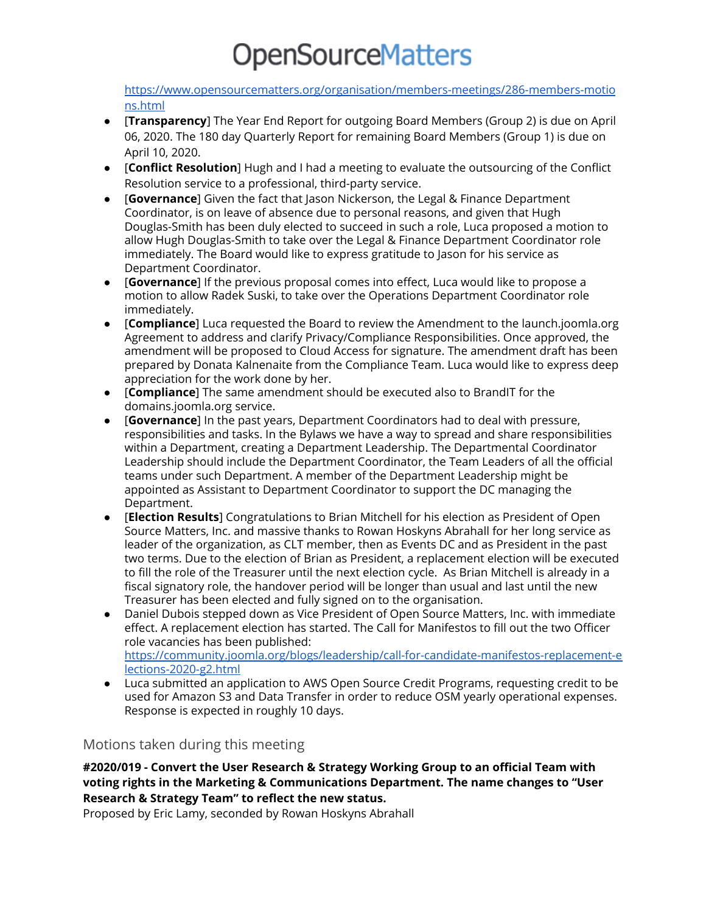https://www.opensourcematters.org/organisation/members-meetings/286-members-motions.html

- [**Transparency**] The Year End Report for outgoing Board Members (Group 2) is due on April 06, 2020. The 180 day Quarterly Report for remaining Board Members (Group 1) is due on April 10, 2020.
- [**Conflict Resolution**] Hugh and I had a meeting to evaluate the outsourcing of the Conflict Resolution service to a professional, third-party service.
- [**Governance**] Given the fact that Jason Nickerson, the Legal & Finance Department Coordinator, is on leave of absence due to personal reasons, and given that Hugh Douglas-Smith has been duly elected to succeed in such a role, Luca proposed a motion to allow Hugh Douglas-Smith to take over the Legal & Finance Department Coordinator role immediately. The Board would like to express gratitude to Jason for his service as Department Coordinator.
- [**Governance**] If the previous proposal comes into effect, Luca would like to propose a motion to allow Radek Suski, to take over the Operations Department Coordinator role immediately.
- [**Compliance**] Luca requested the Board to review the Amendment to the launch.joomla.org Agreement to address and clarify Privacy/Compliance Responsibilities. Once approved, the amendment will be proposed to Cloud Access for signature. The amendment draft has been prepared by Donata Kalnenaite from the Compliance Team. Luca would like to express deep appreciation for the work done by her.
- [**Compliance**] The same amendment should be executed also to BrandIT for the domains.joomla.org service.
- [**Governance**] In the past years, Department Coordinators had to deal with pressure, responsibilities and tasks. In the Bylaws we have a way to spread and share responsibilities within a Department, creating a Department Leadership. The Departmental Coordinator Leadership should include the Department Coordinator, the Team Leaders of all the official teams under such Department. A member of the Department Leadership might be appointed as Assistant to Department Coordinator to support the DC managing the Department.
- [**Election Results**] Congratulations to Brian Mitchell for his election as President of Open Source Matters, Inc. and massive thanks to Rowan Hoskyns Abrahall for her long service as leader of the organization, as CLT member, then as Events DC and as President in the past two terms. Due to the election of Brian as President, a replacement election will be executed to fill the role of the Treasurer until the next election cycle. As Brian Mitchell is already in a fiscal signatory role, the handover period will be longer than usual and last until the new Treasurer has been elected and fully signed on to the organisation.
- Daniel Dubois stepped down as Vice President of Open Source Matters, Inc. with immediate effect. A replacement election has started. The Call for Manifestos to fill out the two Officer role vacancies has been published: https://community.joomla.org/blogs/leadership/call-for-candidate-manifestos-replacement-elections-2020-g2.html
- Luca submitted an application to AWS Open Source Credit Programs, requesting credit to be used for Amazon S3 and Data Transfer in order to reduce OSM yearly operational expenses. Response is expected in roughly 10 days.

## Motions taken during this meeting

**#2020/019 - Convert the User Research & Strategy Working Group to an official Team with voting rights in the Marketing & Communications Department. The name changes to "User Research & Strategy Team" to reflect the new status.**
Proposed by Eric Lamy, seconded by Rowan Hoskyns Abrahall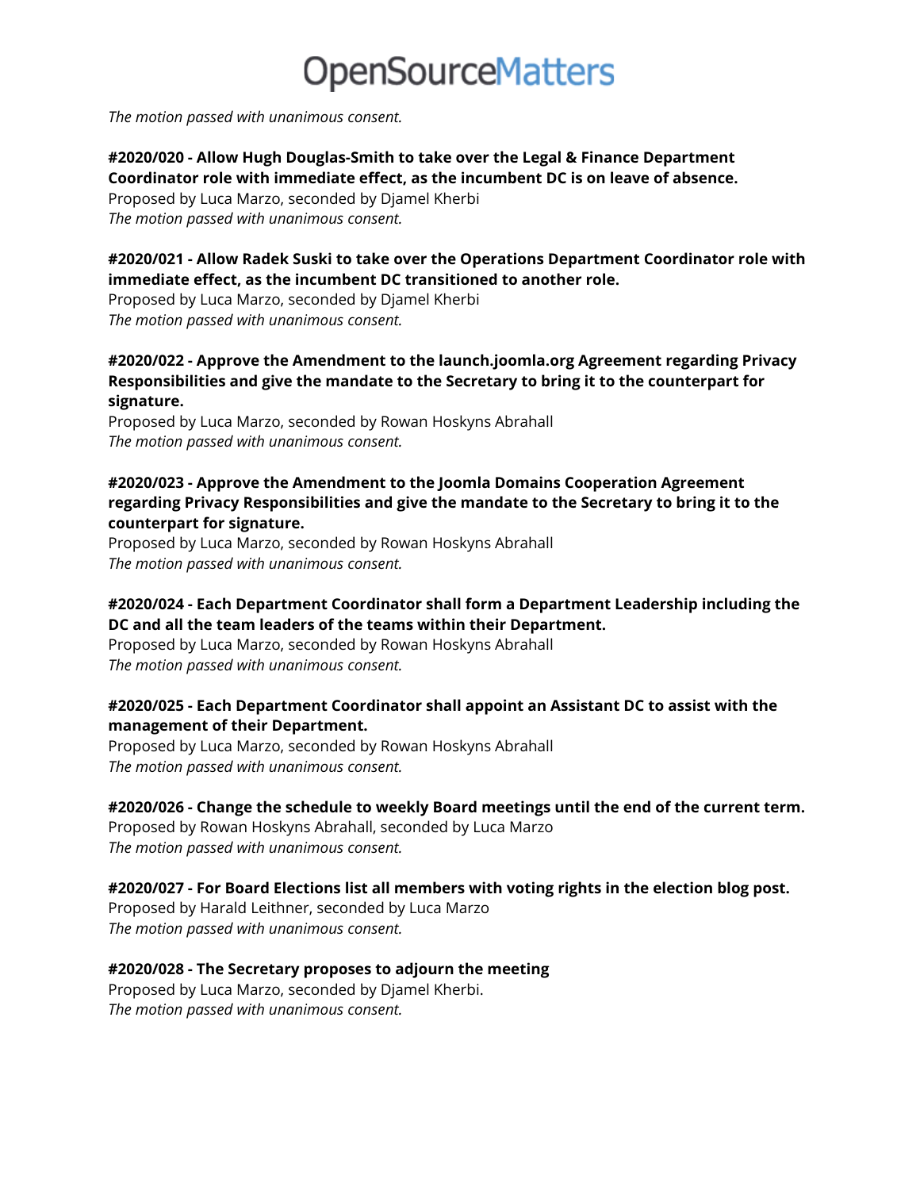*The motion passed with unanimous consent.*

**#2020/020 - Allow Hugh Douglas-Smith to take over the Legal & Finance Department Coordinator role with immediate effect, as the incumbent DC is on leave of absence.**
Proposed by Luca Marzo, seconded by Djamel Kherbi
*The motion passed with unanimous consent.*

**#2020/021 - Allow Radek Suski to take over the Operations Department Coordinator role with immediate effect, as the incumbent DC transitioned to another role.**
Proposed by Luca Marzo, seconded by Djamel Kherbi
*The motion passed with unanimous consent.*

**#2020/022 - Approve the Amendment to the launch.joomla.org Agreement regarding Privacy Responsibilities and give the mandate to the Secretary to bring it to the counterpart for signature.**
Proposed by Luca Marzo, seconded by Rowan Hoskyns Abrahall
*The motion passed with unanimous consent.*

**#2020/023 - Approve the Amendment to the Joomla Domains Cooperation Agreement regarding Privacy Responsibilities and give the mandate to the Secretary to bring it to the counterpart for signature.**
Proposed by Luca Marzo, seconded by Rowan Hoskyns Abrahall
*The motion passed with unanimous consent.*

**#2020/024 - Each Department Coordinator shall form a Department Leadership including the DC and all the team leaders of the teams within their Department.**
Proposed by Luca Marzo, seconded by Rowan Hoskyns Abrahall
*The motion passed with unanimous consent.*

**#2020/025 - Each Department Coordinator shall appoint an Assistant DC to assist with the management of their Department.**
Proposed by Luca Marzo, seconded by Rowan Hoskyns Abrahall
*The motion passed with unanimous consent.*

**#2020/026 - Change the schedule to weekly Board meetings until the end of the current term.**
Proposed by Rowan Hoskyns Abrahall, seconded by Luca Marzo
*The motion passed with unanimous consent.*

**#2020/027 - For Board Elections list all members with voting rights in the election blog post.**
Proposed by Harald Leithner, seconded by Luca Marzo
*The motion passed with unanimous consent.*

**#2020/028 - The Secretary proposes to adjourn the meeting**
Proposed by Luca Marzo, seconded by Djamel Kherbi.
*The motion passed with unanimous consent.*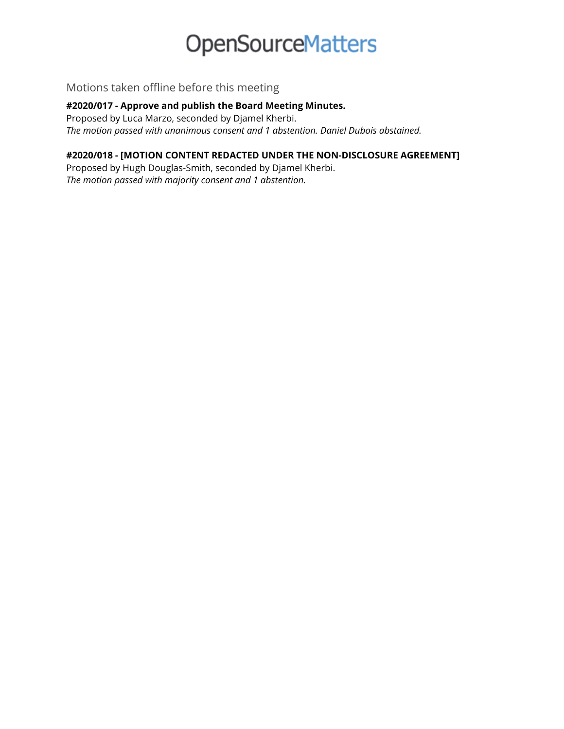Motions taken offline before this meeting

**#2020/017 - Approve and publish the Board Meeting Minutes.**
Proposed by Luca Marzo, seconded by Djamel Kherbi.
*The motion passed with unanimous consent and 1 abstention. Daniel Dubois abstained.*

**#2020/018 - [MOTION CONTENT REDACTED UNDER THE NON-DISCLOSURE AGREEMENT]**
Proposed by Hugh Douglas-Smith, seconded by Djamel Kherbi.
*The motion passed with majority consent and 1 abstention.*